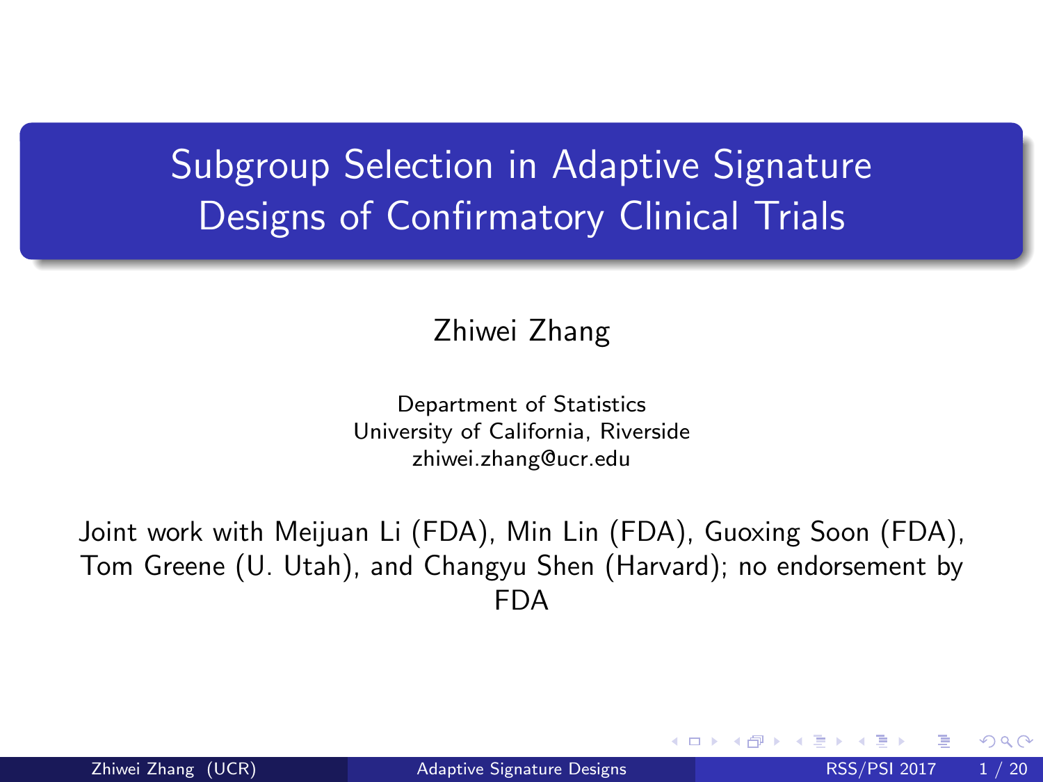# Subgroup Selection in Adaptive Signature Designs of Confirmatory Clinical Trials

Zhiwei Zhang

Department of Statistics
University of California, Riverside
zhiwei.zhang@ucr.edu

Joint work with Meijuan Li (FDA), Min Lin (FDA), Guoxing Soon (FDA), Tom Greene (U. Utah), and Changyu Shen (Harvard); no endorsement by FDA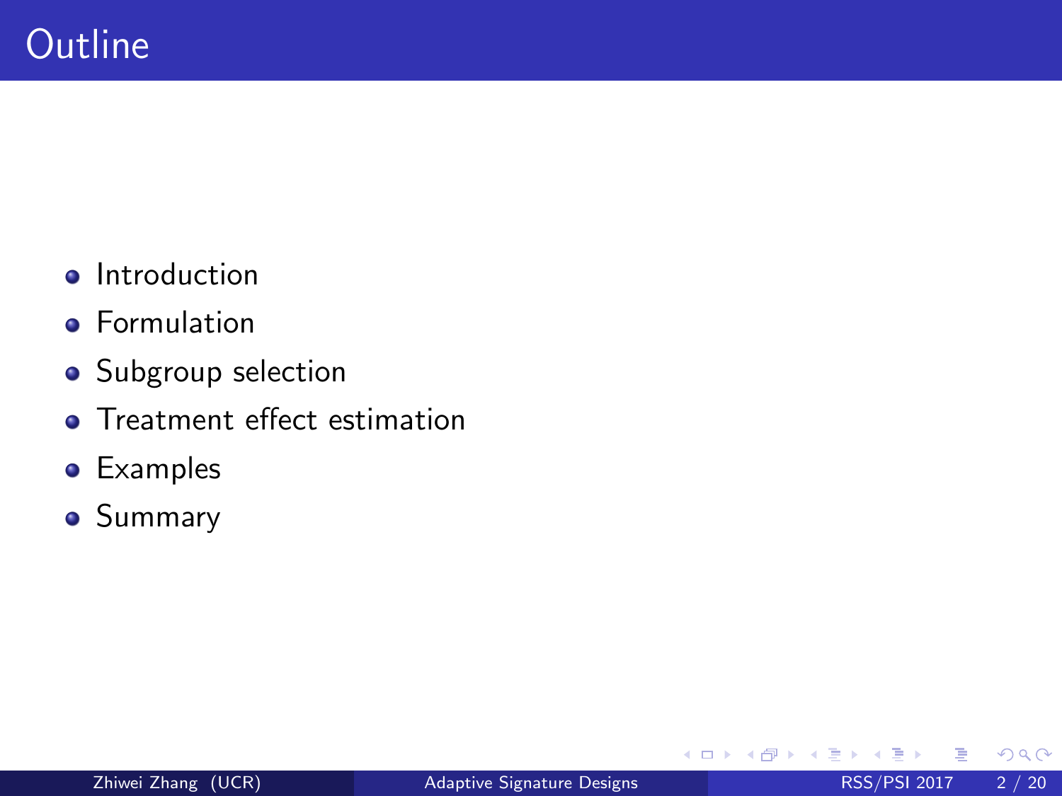# Outline

- Introduction
- Formulation
- Subgroup selection
- Treatment effect estimation
- Examples
- Summary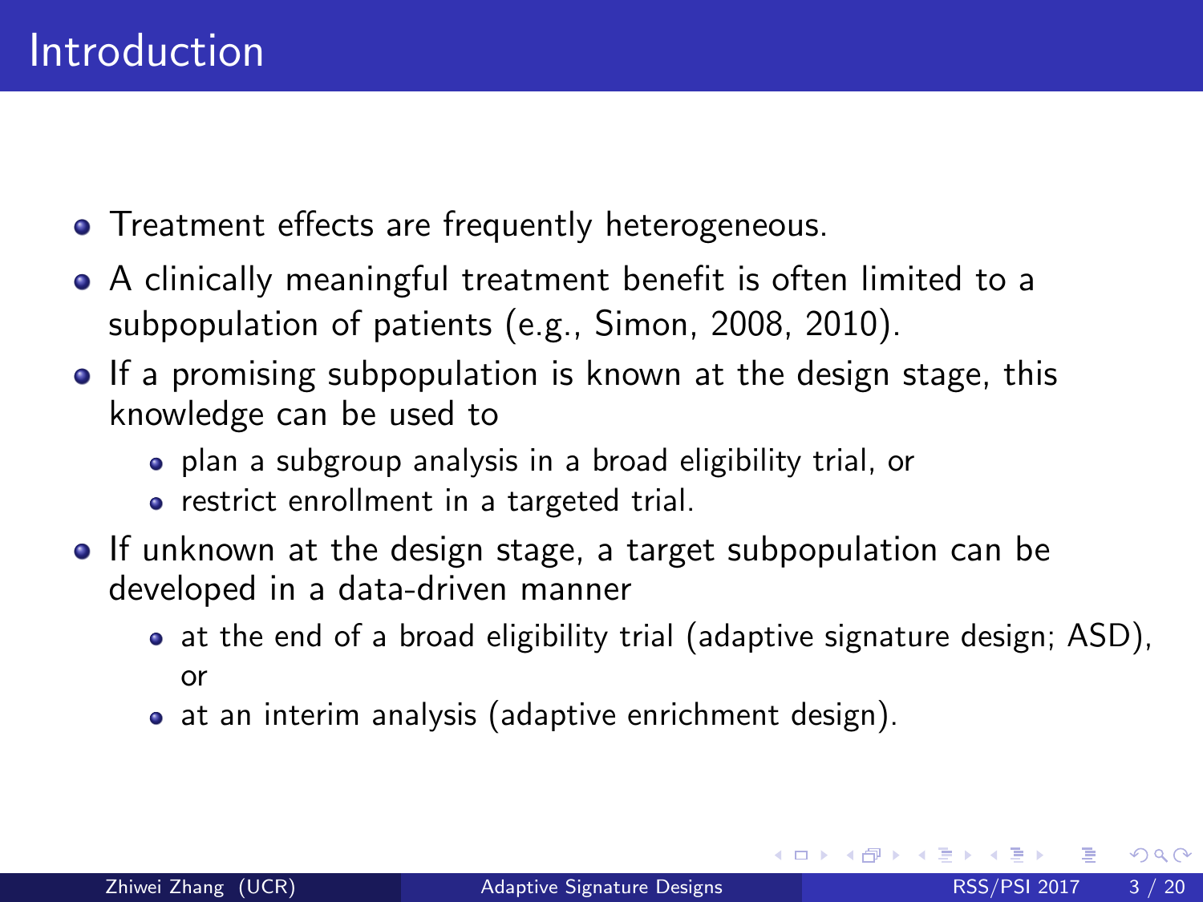# Introduction

- Treatment effects are frequently heterogeneous.
- A clinically meaningful treatment benefit is often limited to a subpopulation of patients (e.g., Simon, 2008, 2010).
- If a promising subpopulation is known at the design stage, this knowledge can be used to
  - plan a subgroup analysis in a broad eligibility trial, or
  - restrict enrollment in a targeted trial.
- If unknown at the design stage, a target subpopulation can be developed in a data-driven manner
  - at the end of a broad eligibility trial (adaptive signature design; ASD), or
  - at an interim analysis (adaptive enrichment design).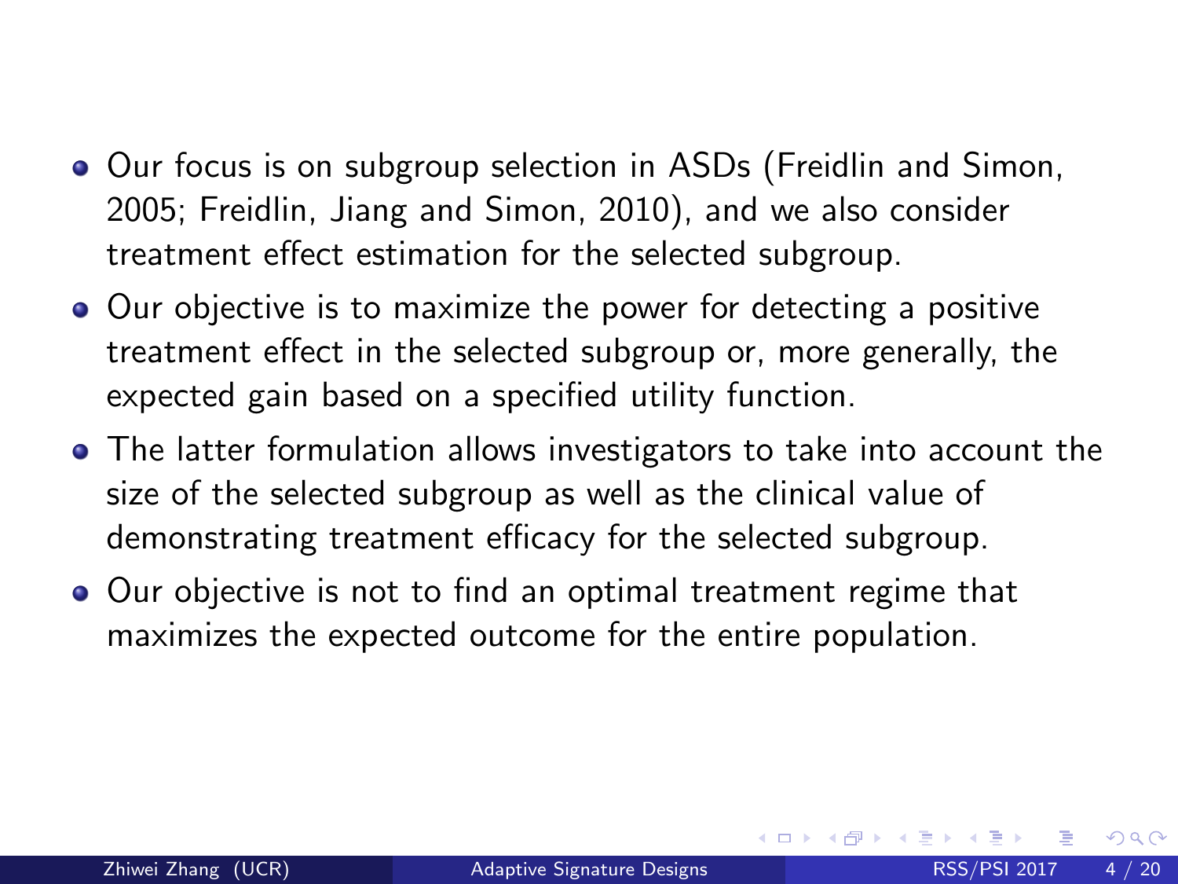- Our focus is on subgroup selection in ASDs (Freidlin and Simon, 2005; Freidlin, Jiang and Simon, 2010), and we also consider treatment effect estimation for the selected subgroup.
- Our objective is to maximize the power for detecting a positive treatment effect in the selected subgroup or, more generally, the expected gain based on a specified utility function.
- The latter formulation allows investigators to take into account the size of the selected subgroup as well as the clinical value of demonstrating treatment efficacy for the selected subgroup.
- Our objective is not to find an optimal treatment regime that maximizes the expected outcome for the entire population.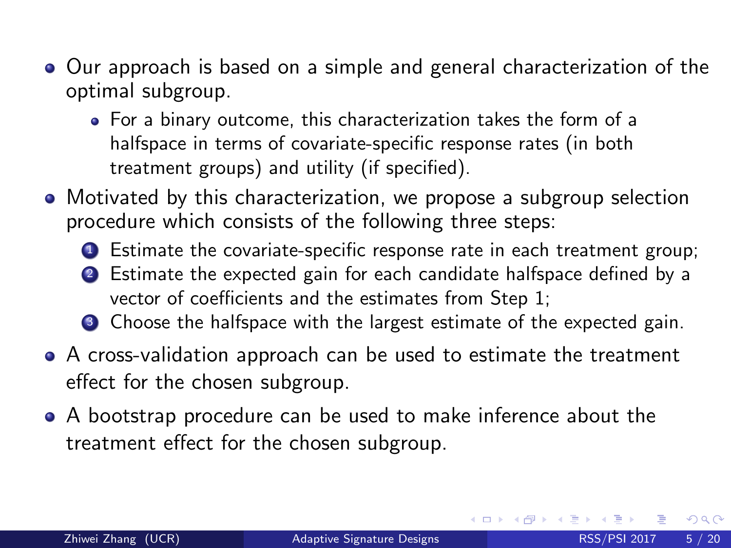- Our approach is based on a simple and general characterization of the optimal subgroup.
  - For a binary outcome, this characterization takes the form of a halfspace in terms of covariate-specific response rates (in both treatment groups) and utility (if specified).
- Motivated by this characterization, we propose a subgroup selection procedure which consists of the following three steps:
  1. Estimate the covariate-specific response rate in each treatment group;
  2. Estimate the expected gain for each candidate halfspace defined by a vector of coefficients and the estimates from Step 1;
  3. Choose the halfspace with the largest estimate of the expected gain.
- A cross-validation approach can be used to estimate the treatment effect for the chosen subgroup.
- A bootstrap procedure can be used to make inference about the treatment effect for the chosen subgroup.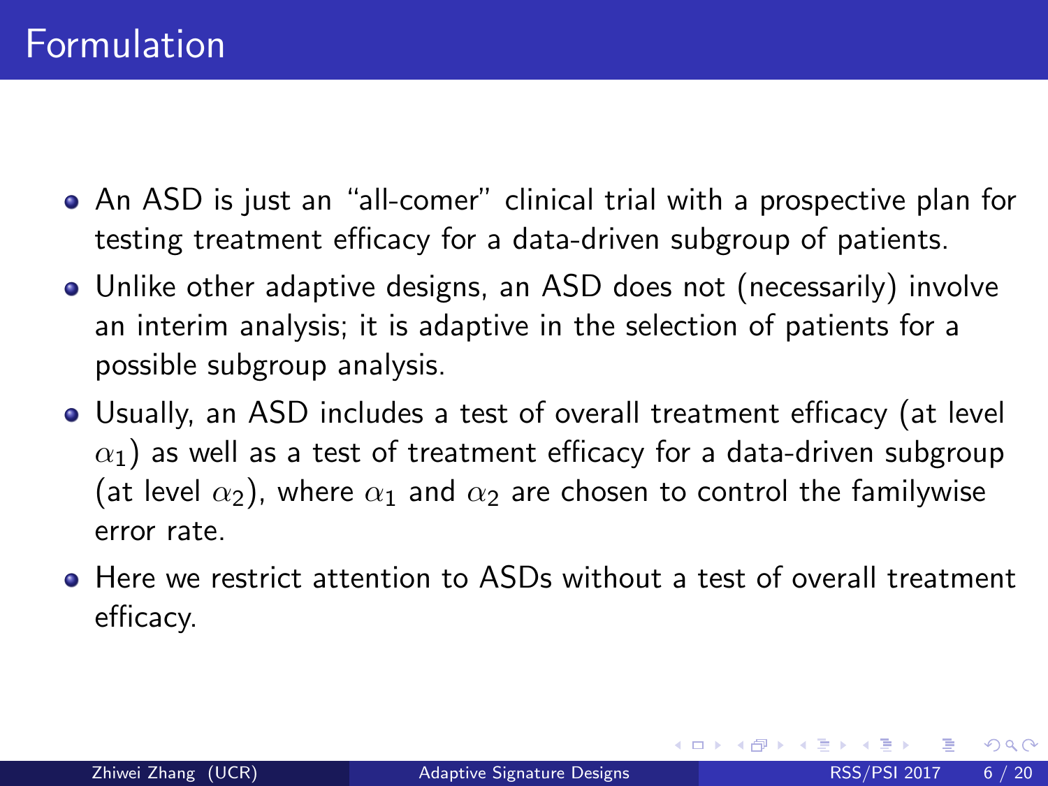# Formulation

- An ASD is just an "all-comer" clinical trial with a prospective plan for testing treatment efficacy for a data-driven subgroup of patients.
- Unlike other adaptive designs, an ASD does not (necessarily) involve an interim analysis; it is adaptive in the selection of patients for a possible subgroup analysis.
- Usually, an ASD includes a test of overall treatment efficacy (at level $\alpha_1$) as well as a test of treatment efficacy for a data-driven subgroup (at level $\alpha_2$), where $\alpha_1$ and $\alpha_2$ are chosen to control the familywise error rate.
- Here we restrict attention to ASDs without a test of overall treatment efficacy.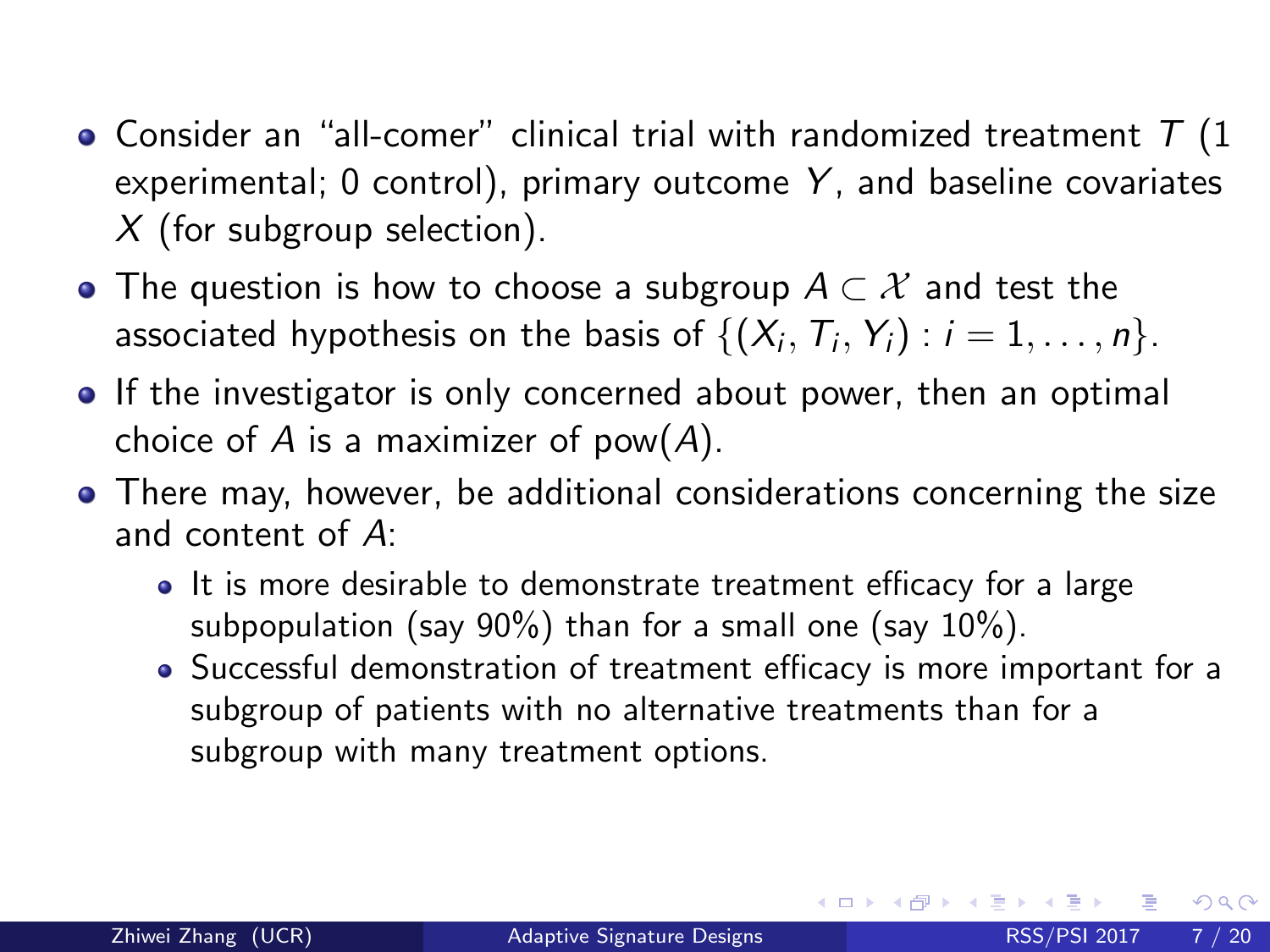- Consider an "all-comer" clinical trial with randomized treatment $T$ (1 experimental; 0 control), primary outcome $Y$, and baseline covariates $X$ (for subgroup selection).
- The question is how to choose a subgroup $A \subset \mathcal{X}$ and test the associated hypothesis on the basis of $\{(X_i, T_i, Y_i) : i = 1, \ldots, n\}$.
- If the investigator is only concerned about power, then an optimal choice of $A$ is a maximizer of $\text{pow}(A)$.
- There may, however, be additional considerations concerning the size and content of $A$:
  - It is more desirable to demonstrate treatment efficacy for a large subpopulation (say 90%) than for a small one (say 10%).
  - Successful demonstration of treatment efficacy is more important for a subgroup of patients with no alternative treatments than for a subgroup with many treatment options.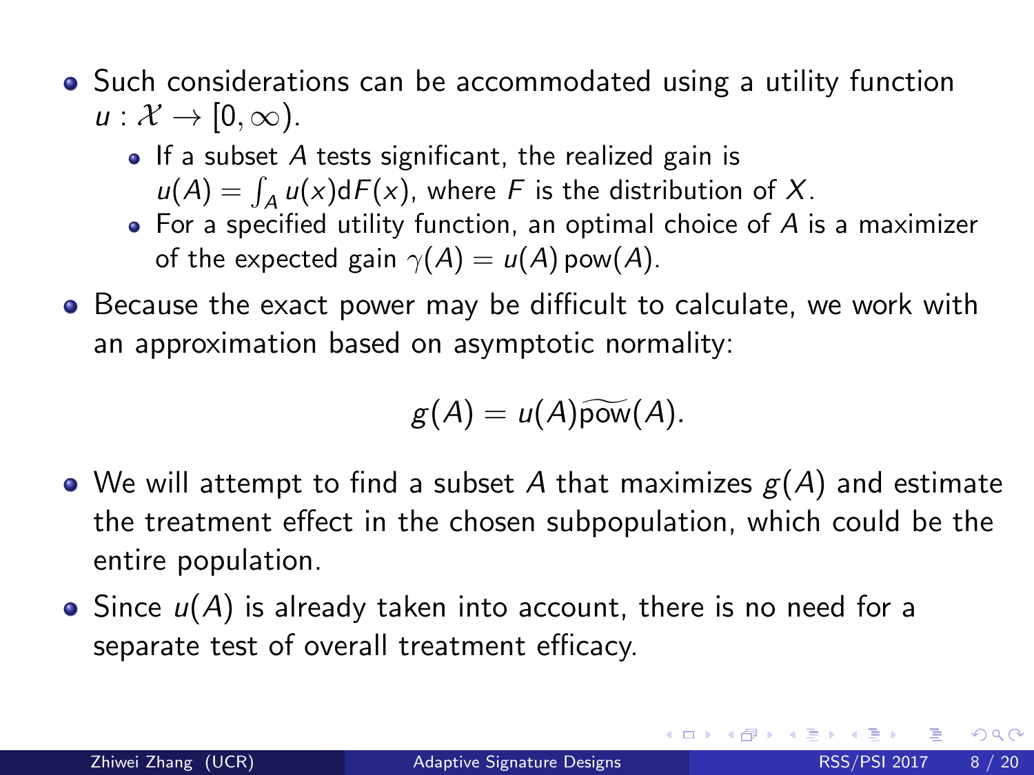- Such considerations can be accommodated using a utility function $u : \mathcal{X} \to [0, \infty)$.
  - If a subset $A$ tests significant, the realized gain is $u(A) = \int_A u(x) \mathrm{d}F(x)$, where $F$ is the distribution of $X$.
  - For a specified utility function, an optimal choice of $A$ is a maximizer of the expected gain $\gamma(A) = u(A)\,\mathrm{pow}(A)$.
- Because the exact power may be difficult to calculate, we work with an approximation based on asymptotic normality:

$$g(A) = u(A)\widetilde{\mathrm{pow}}(A).$$

- We will attempt to find a subset $A$ that maximizes $g(A)$ and estimate the treatment effect in the chosen subpopulation, which could be the entire population.
- Since $u(A)$ is already taken into account, there is no need for a separate test of overall treatment efficacy.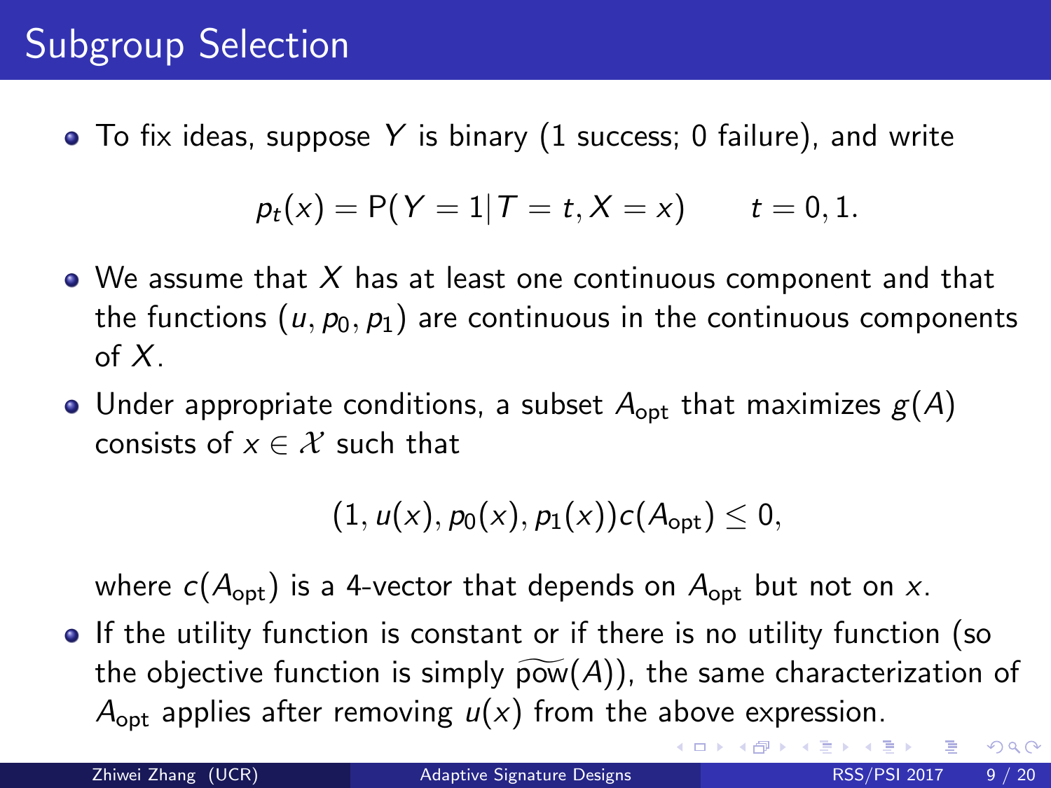# Subgroup Selection

- To fix ideas, suppose $Y$ is binary (1 success; 0 failure), and write

$$p_t(x) = \mathrm{P}(Y = 1 | T = t, X = x) \qquad t = 0, 1.$$

- We assume that $X$ has at least one continuous component and that the functions $(u, p_0, p_1)$ are continuous in the continuous components of $X$.
- Under appropriate conditions, a subset $A_{\text{opt}}$ that maximizes $g(A)$ consists of $x \in \mathcal{X}$ such that

$$(1, u(x), p_0(x), p_1(x))c(A_{\text{opt}}) \leq 0,$$

  where $c(A_{\text{opt}})$ is a 4-vector that depends on $A_{\text{opt}}$ but not on $x$.
- If the utility function is constant or if there is no utility function (so the objective function is simply $\widetilde{\text{pow}}(A)$), the same characterization of $A_{\text{opt}}$ applies after removing $u(x)$ from the above expression.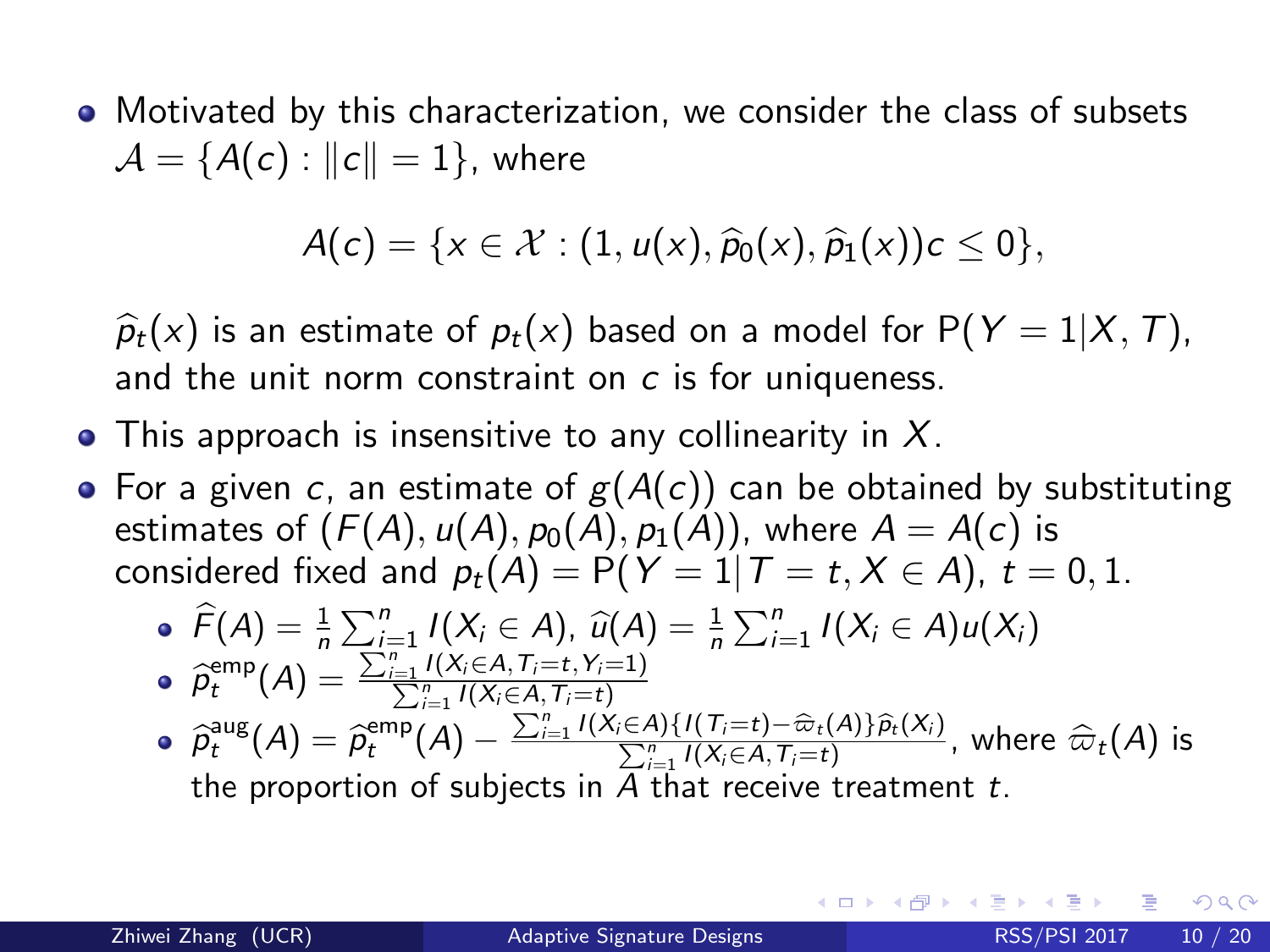- Motivated by this characterization, we consider the class of subsets $\mathcal{A} = \{A(c) : \|c\| = 1\}$, where

$$A(c) = \{x \in \mathcal{X} : (1, u(x), \widehat{p}_0(x), \widehat{p}_1(x))c \le 0\},$$

  $\widehat{p}_t(x)$ is an estimate of $p_t(x)$ based on a model for $\mathrm{P}(Y = 1|X, T)$, and the unit norm constraint on $c$ is for uniqueness.
- This approach is insensitive to any collinearity in $X$.
- For a given $c$, an estimate of $g(A(c))$ can be obtained by substituting estimates of $(F(A), u(A), p_0(A), p_1(A))$, where $A = A(c)$ is considered fixed and $p_t(A) = \mathrm{P}(Y = 1|T = t, X \in A)$, $t = 0, 1$.
  - $\widehat{F}(A) = \frac{1}{n}\sum_{i=1}^n I(X_i \in A)$, $\widehat{u}(A) = \frac{1}{n}\sum_{i=1}^n I(X_i \in A)u(X_i)$
  - $\widehat{p}_t^{\text{emp}}(A) = \frac{\sum_{i=1}^n I(X_i \in A, T_i = t, Y_i = 1)}{\sum_{i=1}^n I(X_i \in A, T_i = t)}$
  - $\widehat{p}_t^{\text{aug}}(A) = \widehat{p}_t^{\text{emp}}(A) - \frac{\sum_{i=1}^n I(X_i \in A)\{I(T_i = t) - \widehat{\varpi}_t(A)\}\widehat{p}_t(X_i)}{\sum_{i=1}^n I(X_i \in A, T_i = t)}$, where $\widehat{\varpi}_t(A)$ is the proportion of subjects in $A$ that receive treatment $t$.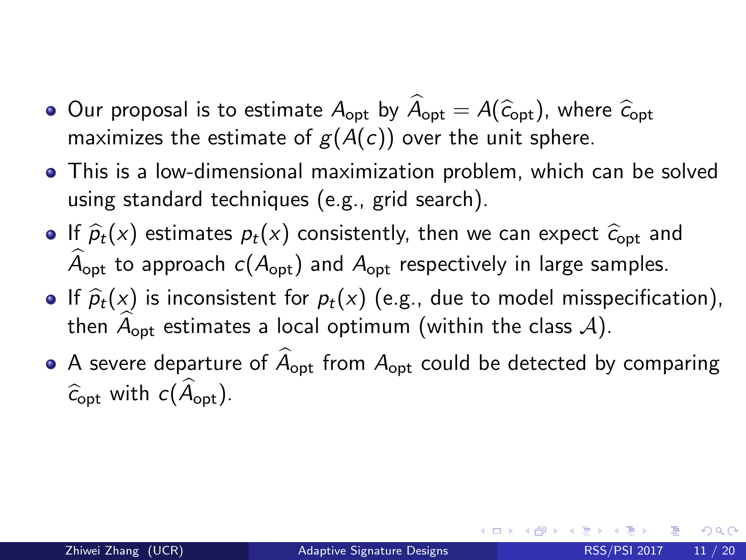- Our proposal is to estimate $A_{\text{opt}}$ by $\widehat{A}_{\text{opt}} = A(\widehat{c}_{\text{opt}})$, where $\widehat{c}_{\text{opt}}$ maximizes the estimate of $g(A(c))$ over the unit sphere.
- This is a low-dimensional maximization problem, which can be solved using standard techniques (e.g., grid search).
- If $\widehat{p}_t(x)$ estimates $p_t(x)$ consistently, then we can expect $\widehat{c}_{\text{opt}}$ and $\widehat{A}_{\text{opt}}$ to approach $c(A_{\text{opt}})$ and $A_{\text{opt}}$ respectively in large samples.
- If $\widehat{p}_t(x)$ is inconsistent for $p_t(x)$ (e.g., due to model misspecification), then $\widehat{A}_{\text{opt}}$ estimates a local optimum (within the class $\mathcal{A}$).
- A severe departure of $\widehat{A}_{\text{opt}}$ from $A_{\text{opt}}$ could be detected by comparing $\widehat{c}_{\text{opt}}$ with $c(\widehat{A}_{\text{opt}})$.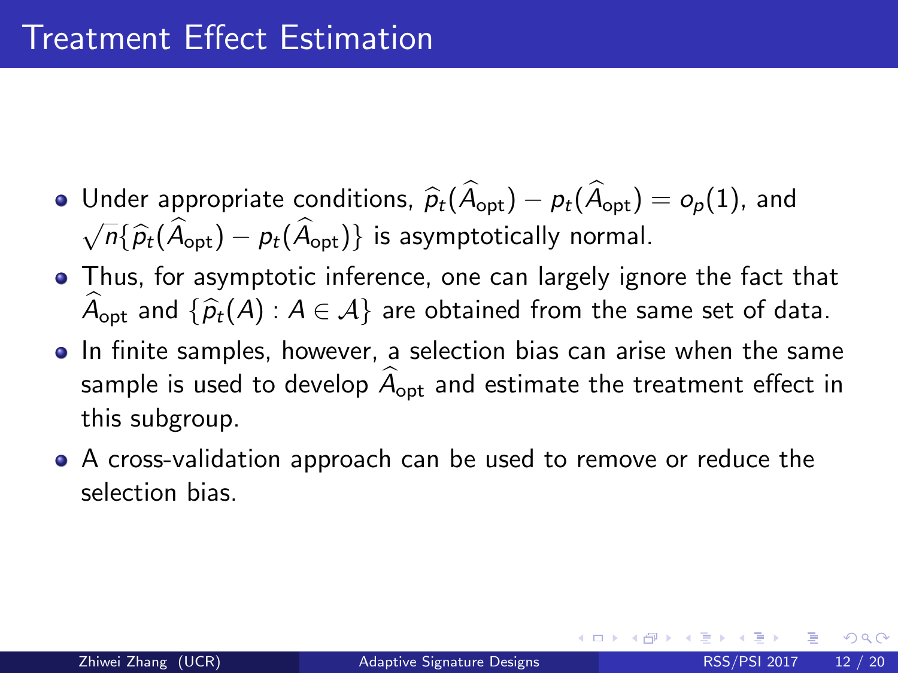# Treatment Effect Estimation

- Under appropriate conditions, $\widehat{p}_t(\widehat{A}_{\text{opt}}) - p_t(\widehat{A}_{\text{opt}}) = o_p(1)$, and $\sqrt{n}\{\widehat{p}_t(\widehat{A}_{\text{opt}}) - p_t(\widehat{A}_{\text{opt}})\}$ is asymptotically normal.
- Thus, for asymptotic inference, one can largely ignore the fact that $\widehat{A}_{\text{opt}}$ and $\{\widehat{p}_t(A) : A \in \mathcal{A}\}$ are obtained from the same set of data.
- In finite samples, however, a selection bias can arise when the same sample is used to develop $\widehat{A}_{\text{opt}}$ and estimate the treatment effect in this subgroup.
- A cross-validation approach can be used to remove or reduce the selection bias.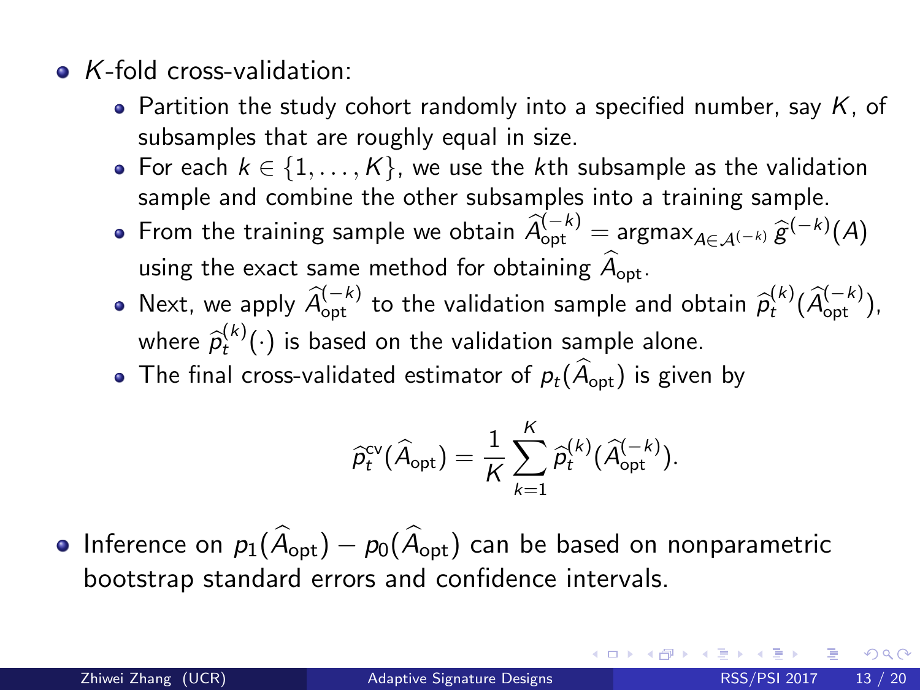- $K$-fold cross-validation:
  - Partition the study cohort randomly into a specified number, say $K$, of subsamples that are roughly equal in size.
  - For each $k \in \{1, \dots, K\}$, we use the $k$th subsample as the validation sample and combine the other subsamples into a training sample.
  - From the training sample we obtain $\widehat{A}_{\text{opt}}^{(-k)} = \text{argmax}_{A \in \mathcal{A}^{(-k)}} \widehat{g}^{(-k)}(A)$ using the exact same method for obtaining $\widehat{A}_{\text{opt}}$.
  - Next, we apply $\widehat{A}_{\text{opt}}^{(-k)}$ to the validation sample and obtain $\widehat{p}_t^{(k)}(\widehat{A}_{\text{opt}}^{(-k)})$, where $\widehat{p}_t^{(k)}(\cdot)$ is based on the validation sample alone.
  - The final cross-validated estimator of $p_t(\widehat{A}_{\text{opt}})$ is given by

$$\widehat{p}_t^{\text{cv}}(\widehat{A}_{\text{opt}}) = \frac{1}{K} \sum_{k=1}^{K} \widehat{p}_t^{(k)}(\widehat{A}_{\text{opt}}^{(-k)}).$$

- Inference on $p_1(\widehat{A}_{\text{opt}}) - p_0(\widehat{A}_{\text{opt}})$ can be based on nonparametric bootstrap standard errors and confidence intervals.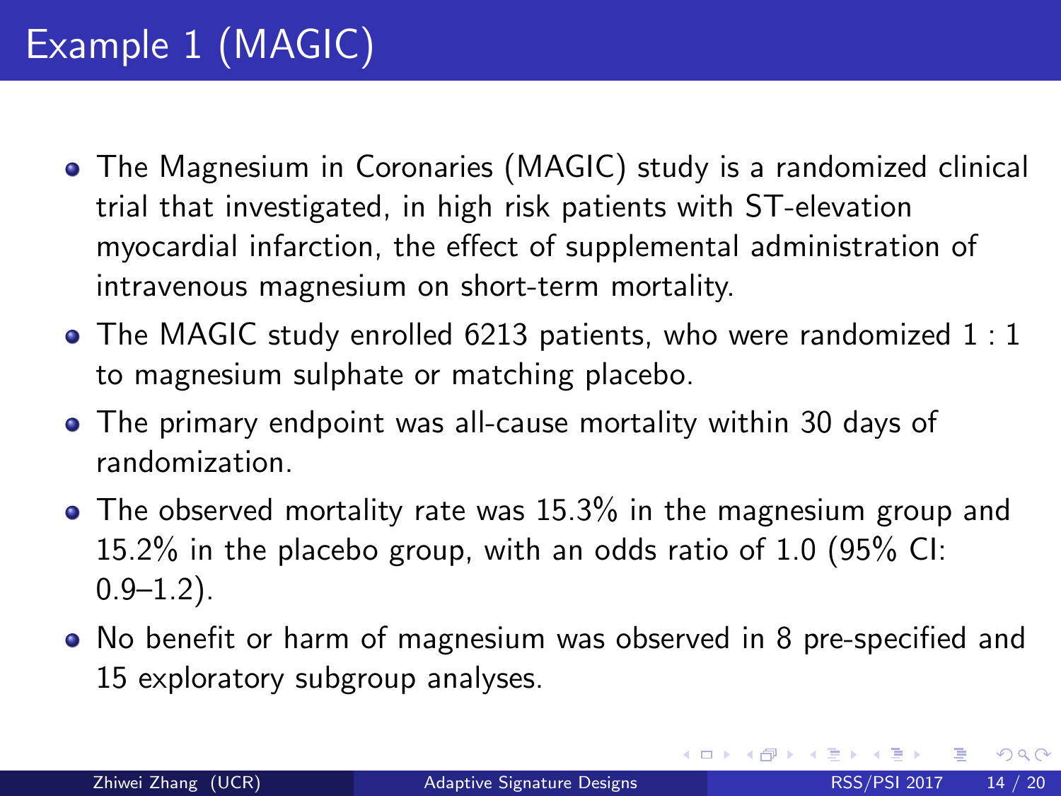# Example 1 (MAGIC)

- The Magnesium in Coronaries (MAGIC) study is a randomized clinical trial that investigated, in high risk patients with ST-elevation myocardial infarction, the effect of supplemental administration of intravenous magnesium on short-term mortality.
- The MAGIC study enrolled 6213 patients, who were randomized 1 : 1 to magnesium sulphate or matching placebo.
- The primary endpoint was all-cause mortality within 30 days of randomization.
- The observed mortality rate was 15.3% in the magnesium group and 15.2% in the placebo group, with an odds ratio of 1.0 (95% CI: 0.9–1.2).
- No benefit or harm of magnesium was observed in 8 pre-specified and 15 exploratory subgroup analyses.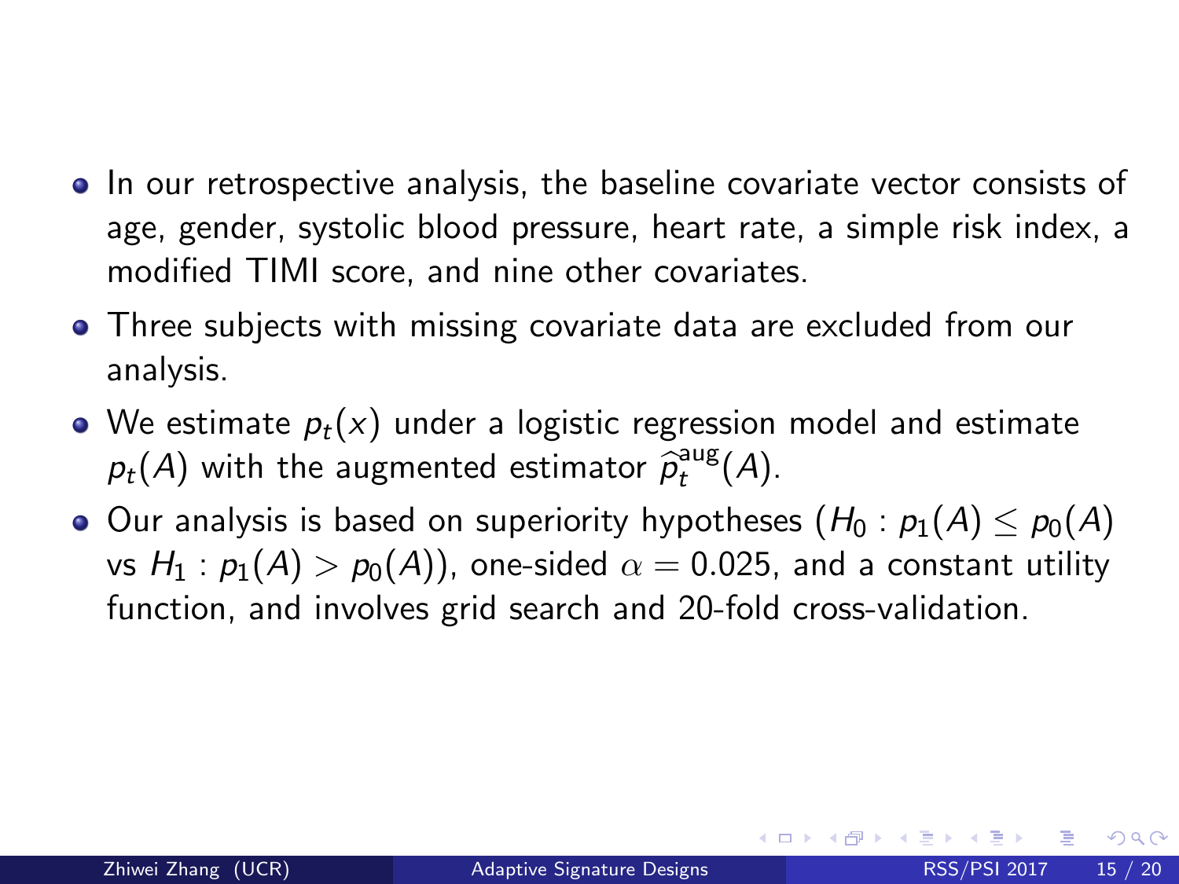- In our retrospective analysis, the baseline covariate vector consists of age, gender, systolic blood pressure, heart rate, a simple risk index, a modified TIMI score, and nine other covariates.
- Three subjects with missing covariate data are excluded from our analysis.
- We estimate $p_t(x)$ under a logistic regression model and estimate $p_t(A)$ with the augmented estimator $\widehat{p}_t^{\text{aug}}(A)$.
- Our analysis is based on superiority hypotheses ($H_0 : p_1(A) \leq p_0(A)$ vs $H_1 : p_1(A) > p_0(A)$), one-sided $\alpha = 0.025$, and a constant utility function, and involves grid search and 20-fold cross-validation.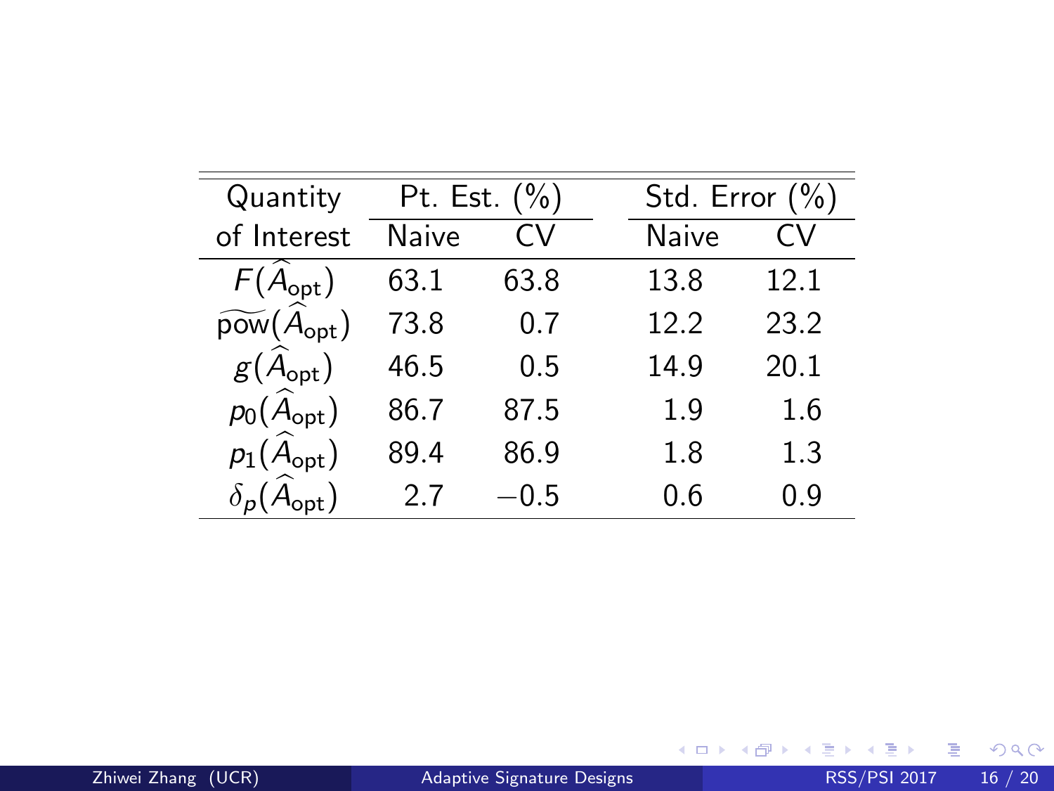| Quantity of Interest | Pt. Est. (%) | | Std. Error (%) | |
|---|---|---|---|---|
| | Naive | CV | Naive | CV |
| $F(\widehat{A}_{\text{opt}})$ | 63.1 | 63.8 | 13.8 | 12.1 |
| $\widetilde{\text{pow}}(\widehat{A}_{\text{opt}})$ | 73.8 | 0.7 | 12.2 | 23.2 |
| $g(\widehat{A}_{\text{opt}})$ | 46.5 | 0.5 | 14.9 | 20.1 |
| $p_0(\widehat{A}_{\text{opt}})$ | 86.7 | 87.5 | 1.9 | 1.6 |
| $p_1(\widehat{A}_{\text{opt}})$ | 89.4 | 86.9 | 1.8 | 1.3 |
| $\delta_p(\widehat{A}_{\text{opt}})$ | 2.7 | $-0.5$ | 0.6 | 0.9 |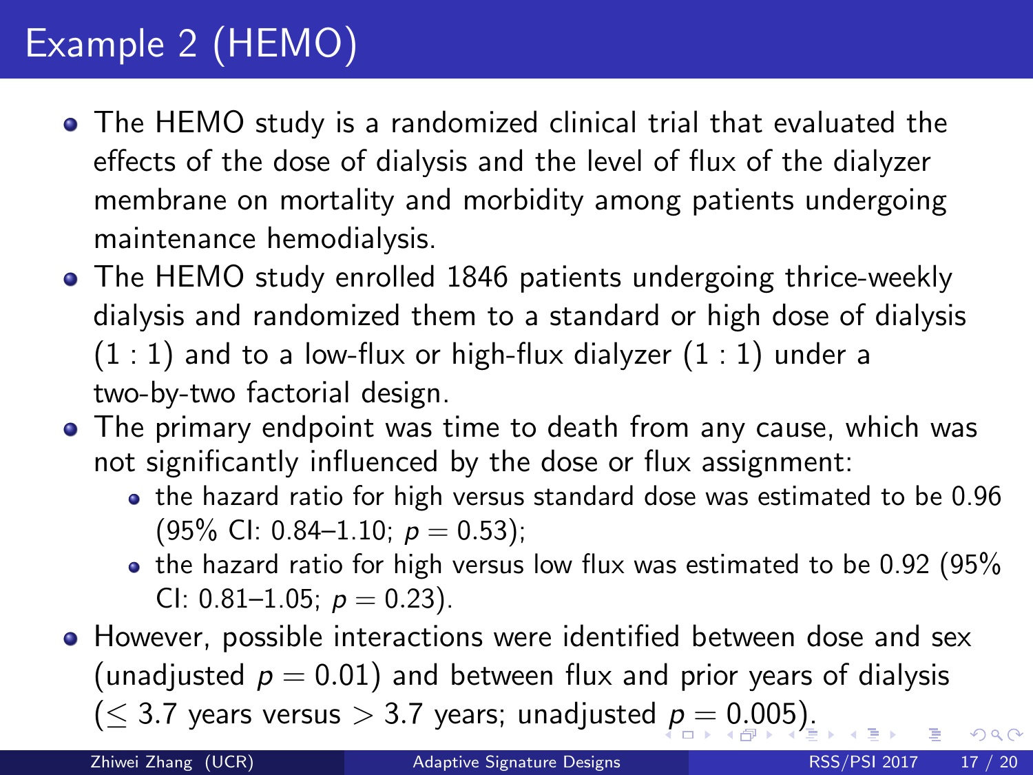# Example 2 (HEMO)

- The HEMO study is a randomized clinical trial that evaluated the effects of the dose of dialysis and the level of flux of the dialyzer membrane on mortality and morbidity among patients undergoing maintenance hemodialysis.
- The HEMO study enrolled 1846 patients undergoing thrice-weekly dialysis and randomized them to a standard or high dose of dialysis $(1:1)$ and to a low-flux or high-flux dialyzer $(1:1)$ under a two-by-two factorial design.
- The primary endpoint was time to death from any cause, which was not significantly influenced by the dose or flux assignment:
  - the hazard ratio for high versus standard dose was estimated to be 0.96 (95% CI: 0.84–1.10; $p = 0.53$);
  - the hazard ratio for high versus low flux was estimated to be 0.92 (95% CI: 0.81–1.05; $p = 0.23$).
- However, possible interactions were identified between dose and sex (unadjusted $p = 0.01$) and between flux and prior years of dialysis ($\leq 3.7$ years versus $> 3.7$ years; unadjusted $p = 0.005$).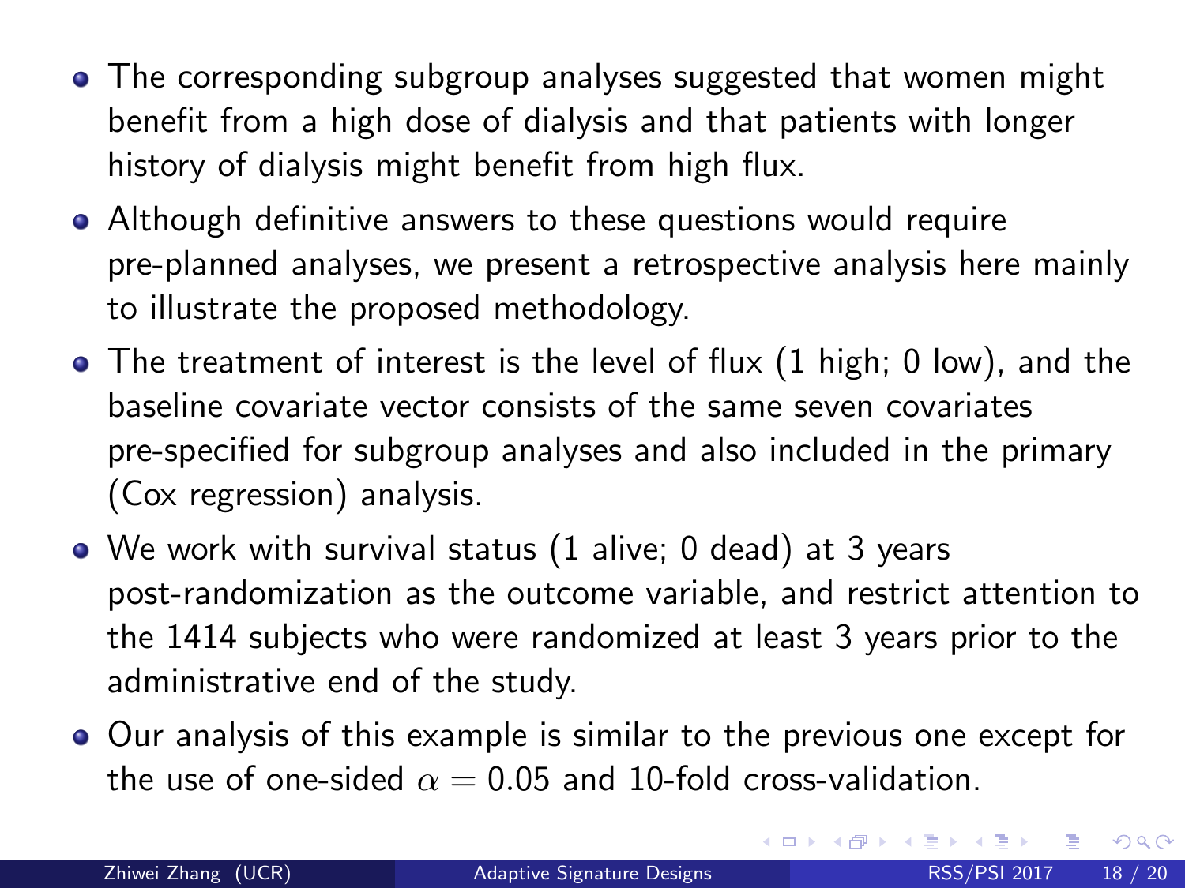- The corresponding subgroup analyses suggested that women might benefit from a high dose of dialysis and that patients with longer history of dialysis might benefit from high flux.
- Although definitive answers to these questions would require pre-planned analyses, we present a retrospective analysis here mainly to illustrate the proposed methodology.
- The treatment of interest is the level of flux (1 high; 0 low), and the baseline covariate vector consists of the same seven covariates pre-specified for subgroup analyses and also included in the primary (Cox regression) analysis.
- We work with survival status (1 alive; 0 dead) at 3 years post-randomization as the outcome variable, and restrict attention to the 1414 subjects who were randomized at least 3 years prior to the administrative end of the study.
- Our analysis of this example is similar to the previous one except for the use of one-sided $\alpha = 0.05$ and 10-fold cross-validation.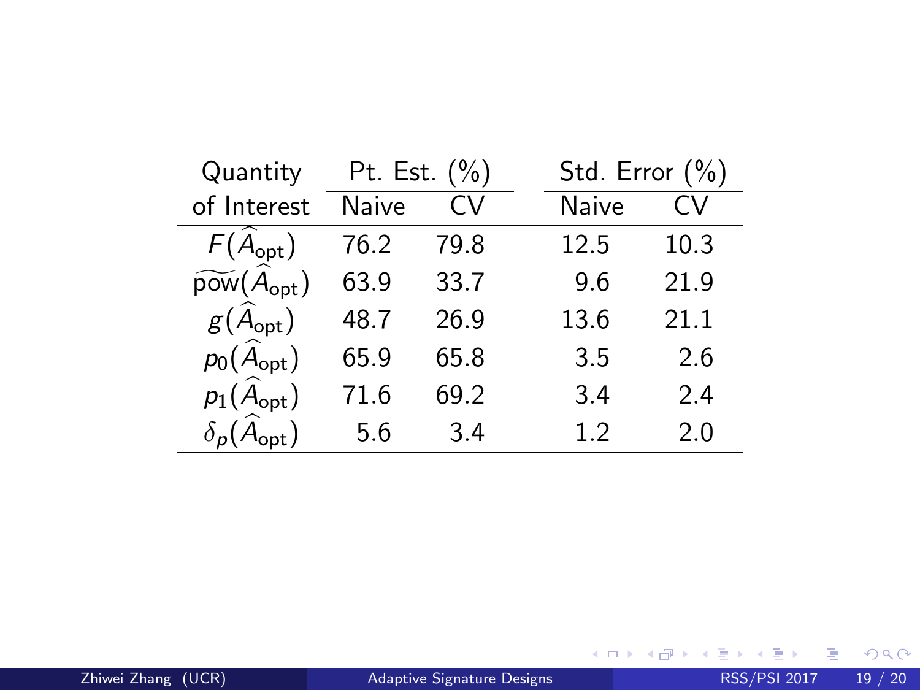| Quantity of Interest | Pt. Est. (%) | | Std. Error (%) | |
|---|---|---|---|---|
| | Naive | CV | Naive | CV |
| $F(\widehat{A}_{\text{opt}})$ | 76.2 | 79.8 | 12.5 | 10.3 |
| $\widetilde{\text{pow}}(\widehat{A}_{\text{opt}})$ | 63.9 | 33.7 | 9.6 | 21.9 |
| $g(\widehat{A}_{\text{opt}})$ | 48.7 | 26.9 | 13.6 | 21.1 |
| $p_0(\widehat{A}_{\text{opt}})$ | 65.9 | 65.8 | 3.5 | 2.6 |
| $p_1(\widehat{A}_{\text{opt}})$ | 71.6 | 69.2 | 3.4 | 2.4 |
| $\delta_p(\widehat{A}_{\text{opt}})$ | 5.6 | 3.4 | 1.2 | 2.0 |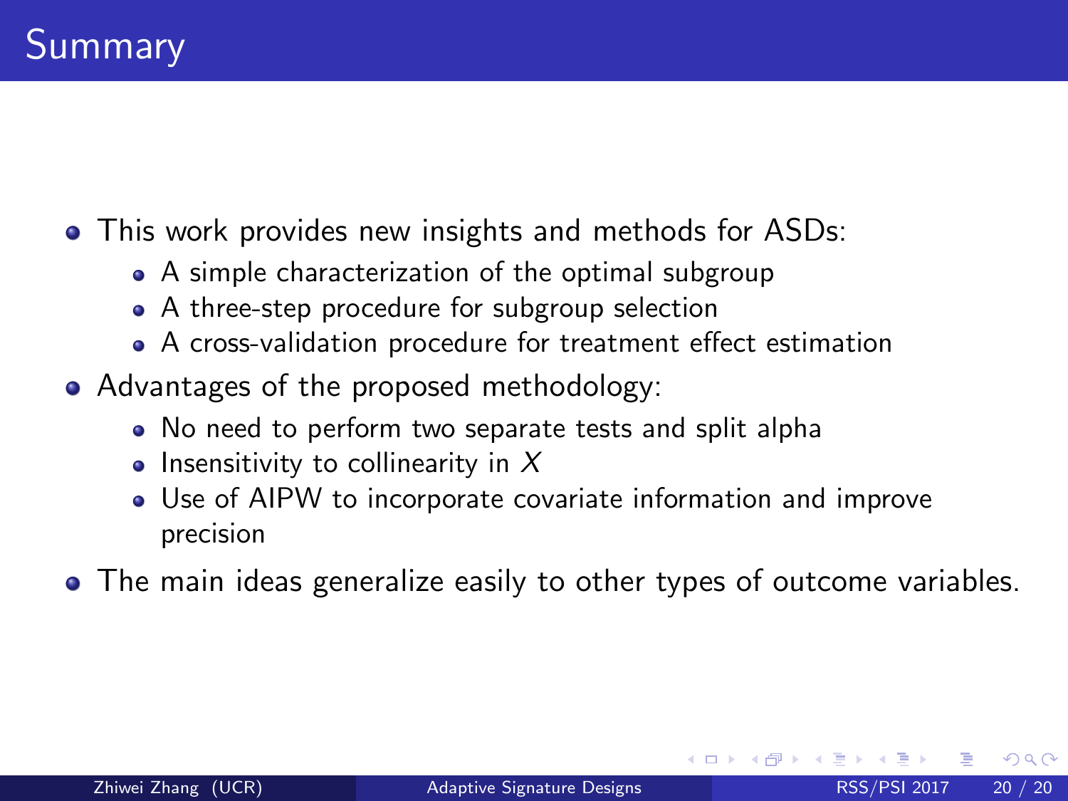# Summary

- This work provides new insights and methods for ASDs:
  - A simple characterization of the optimal subgroup
  - A three-step procedure for subgroup selection
  - A cross-validation procedure for treatment effect estimation
- Advantages of the proposed methodology:
  - No need to perform two separate tests and split alpha
  - Insensitivity to collinearity in $X$
  - Use of AIPW to incorporate covariate information and improve precision
- The main ideas generalize easily to other types of outcome variables.